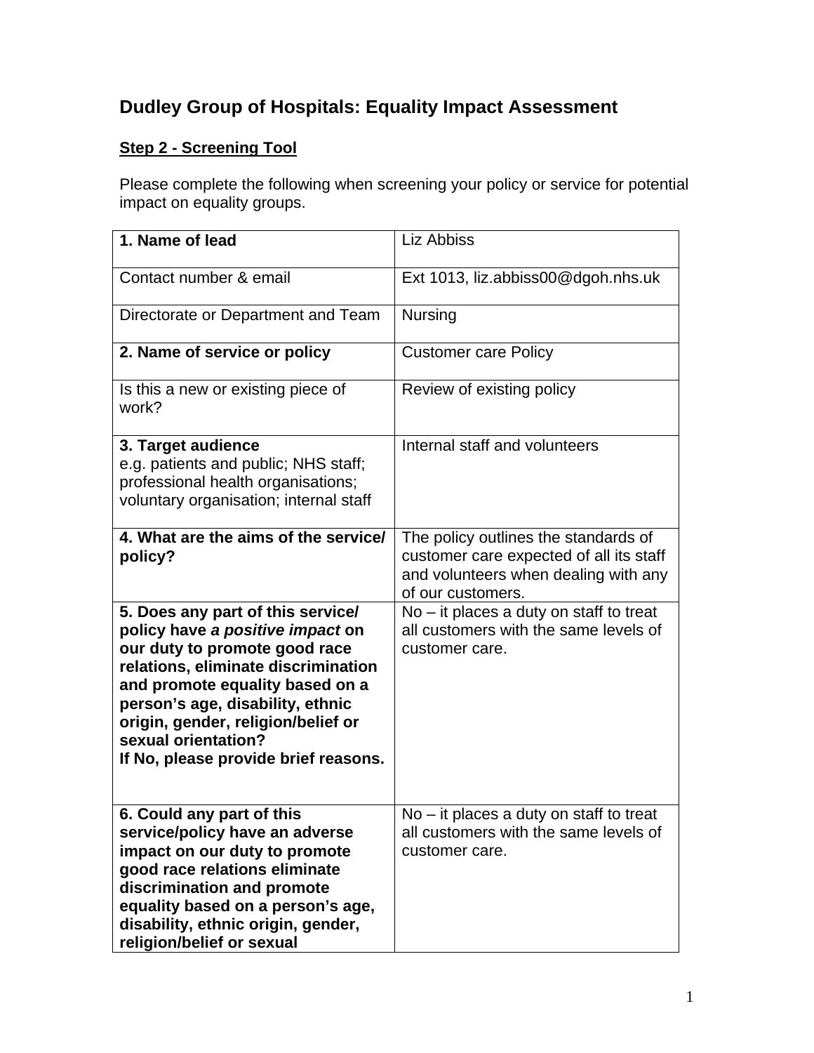## Dudley Group of Hospitals: Equality Impact Assessment

**Step 2 - Screening Tool**

Please complete the following when screening your policy or service for potential impact on equality groups.

| | |
|---|---|
| **1. Name of lead** | Liz Abbiss |
| Contact number & email | Ext 1013, liz.abbiss00@dgoh.nhs.uk |
| Directorate or Department and Team | Nursing |
| **2. Name of service or policy** | Customer care Policy |
| Is this a new or existing piece of work? | Review of existing policy |
| **3. Target audience** e.g. patients and public; NHS staff; professional health organisations; voluntary organisation; internal staff | Internal staff and volunteers |
| **4. What are the aims of the service/ policy?** | The policy outlines the standards of customer care expected of all its staff and volunteers when dealing with any of our customers. |
| **5. Does any part of this service/ policy have *a positive impact* on our duty to promote good race relations, eliminate discrimination and promote equality based on a person's age, disability, ethnic origin, gender, religion/belief or sexual orientation? If No, please provide brief reasons.** | No – it places a duty on staff to treat all customers with the same levels of customer care. |
| **6. Could any part of this service/policy have an adverse impact on our duty to promote good race relations eliminate discrimination and promote equality based on a person's age, disability, ethnic origin, gender, religion/belief or sexual** | No – it places a duty on staff to treat all customers with the same levels of customer care. |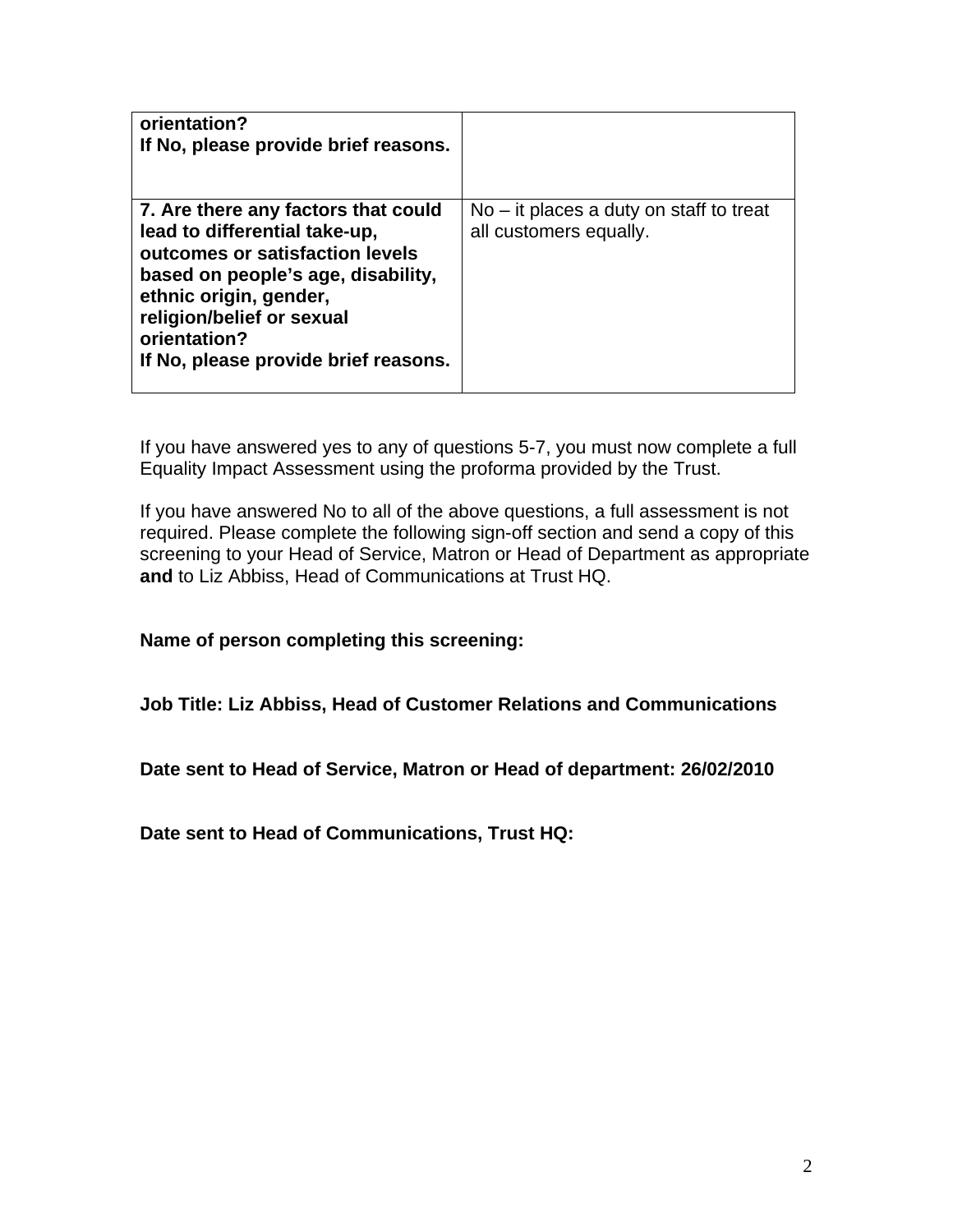| | |
|---|---|
| **orientation?**<br>**If No, please provide brief reasons.** | |
| **7. Are there any factors that could lead to differential take-up, outcomes or satisfaction levels based on people's age, disability, ethnic origin, gender, religion/belief or sexual orientation?**<br>**If No, please provide brief reasons.** | No – it places a duty on staff to treat all customers equally. |

If you have answered yes to any of questions 5-7, you must now complete a full Equality Impact Assessment using the proforma provided by the Trust.

If you have answered No to all of the above questions, a full assessment is not required. Please complete the following sign-off section and send a copy of this screening to your Head of Service, Matron or Head of Department as appropriate **and** to Liz Abbiss, Head of Communications at Trust HQ.

**Name of person completing this screening:**

**Job Title: Liz Abbiss, Head of Customer Relations and Communications**

**Date sent to Head of Service, Matron or Head of department: 26/02/2010**

**Date sent to Head of Communications, Trust HQ:**